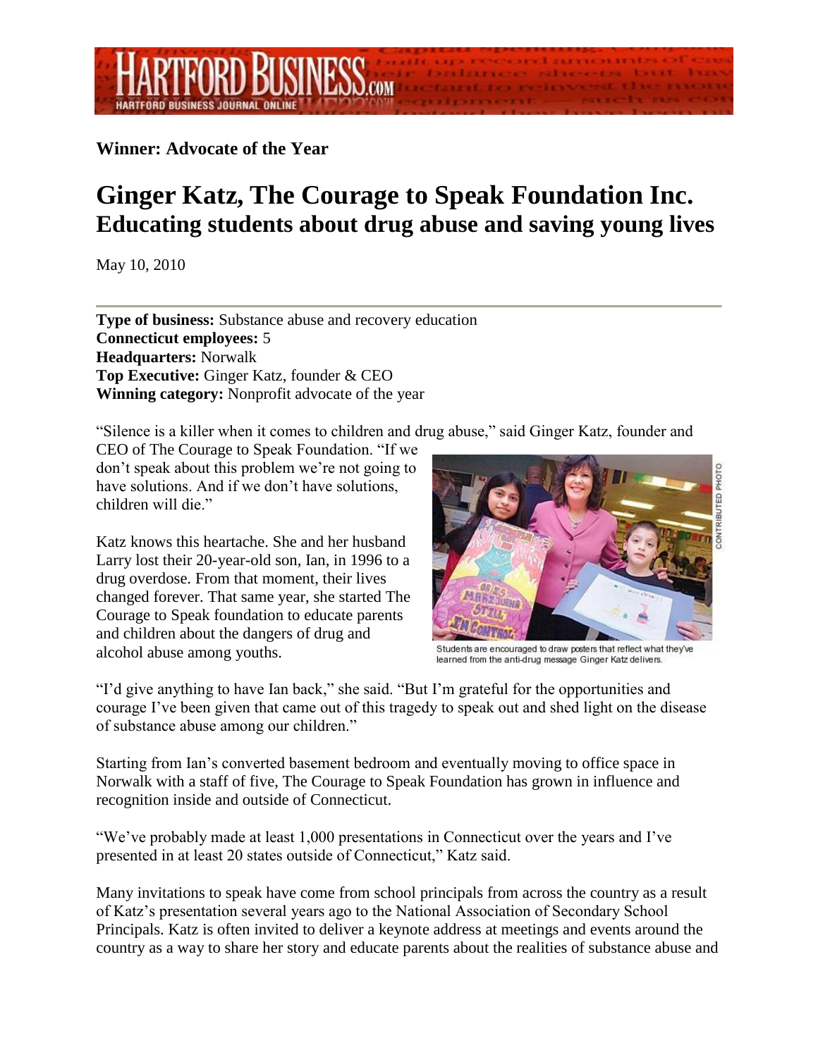**Winner: Advocate of the Year**

# Ginger Katz, The Courage to Speak Foundation Inc.

## Educating students about drug abuse and saving young lives

May 10, 2010

**Type of business:** Substance abuse and recovery education
**Connecticut employees:** 5
**Headquarters:** Norwalk
**Top Executive:** Ginger Katz, founder & CEO
**Winning category:** Nonprofit advocate of the year

"Silence is a killer when it comes to children and drug abuse," said Ginger Katz, founder and CEO of The Courage to Speak Foundation. "If we don't speak about this problem we're not going to have solutions. And if we don't have solutions, children will die."

Katz knows this heartache. She and her husband Larry lost their 20-year-old son, Ian, in 1996 to a drug overdose. From that moment, their lives changed forever. That same year, she started The Courage to Speak foundation to educate parents and children about the dangers of drug and alcohol abuse among youths.

Students are encouraged to draw posters that reflect what they've learned from the anti-drug message Ginger Katz delivers.

"I'd give anything to have Ian back," she said. "But I'm grateful for the opportunities and courage I've been given that came out of this tragedy to speak out and shed light on the disease of substance abuse among our children."

Starting from Ian's converted basement bedroom and eventually moving to office space in Norwalk with a staff of five, The Courage to Speak Foundation has grown in influence and recognition inside and outside of Connecticut.

"We've probably made at least 1,000 presentations in Connecticut over the years and I've presented in at least 20 states outside of Connecticut," Katz said.

Many invitations to speak have come from school principals from across the country as a result of Katz's presentation several years ago to the National Association of Secondary School Principals. Katz is often invited to deliver a keynote address at meetings and events around the country as a way to share her story and educate parents about the realities of substance abuse and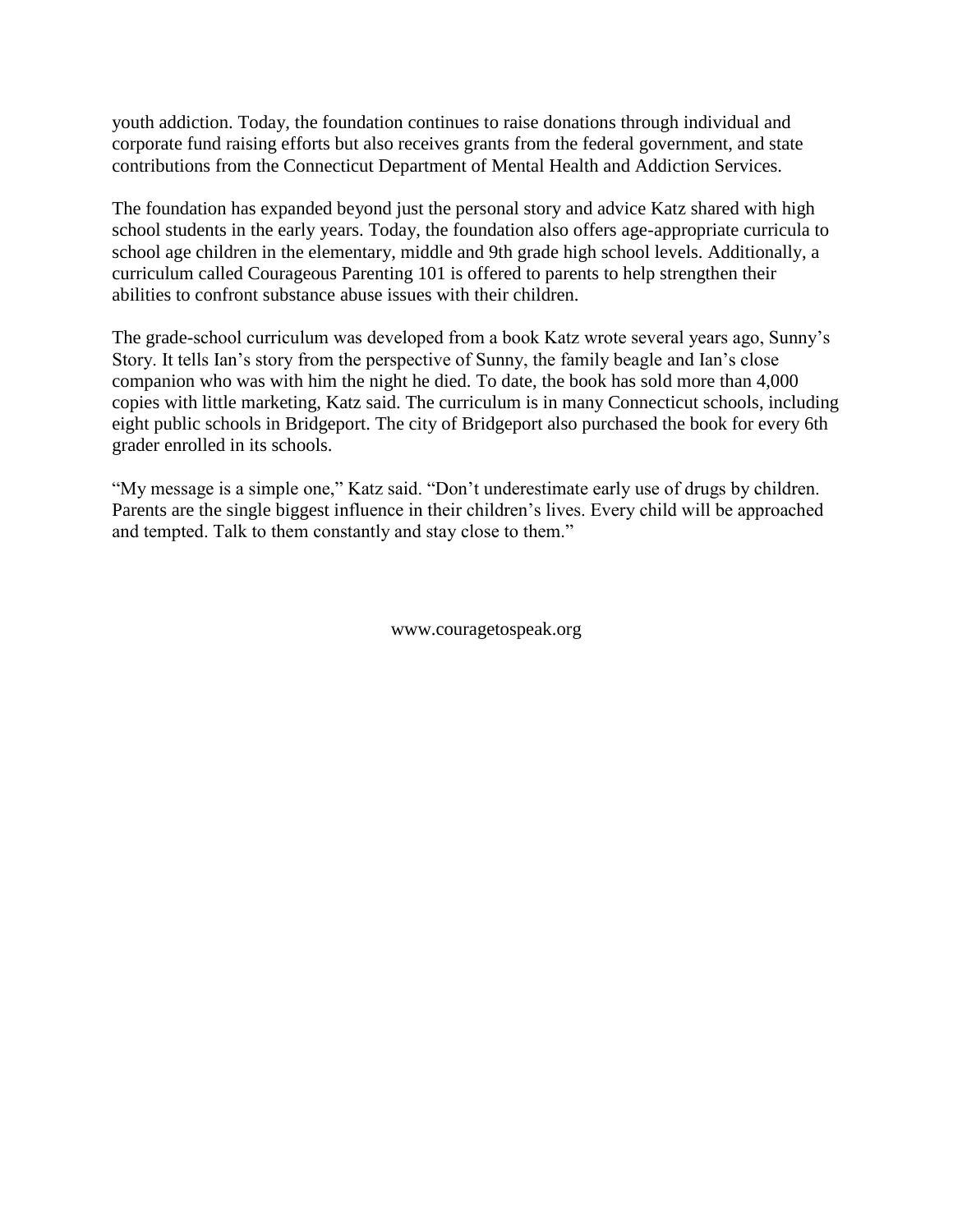youth addiction. Today, the foundation continues to raise donations through individual and corporate fund raising efforts but also receives grants from the federal government, and state contributions from the Connecticut Department of Mental Health and Addiction Services.

The foundation has expanded beyond just the personal story and advice Katz shared with high school students in the early years. Today, the foundation also offers age-appropriate curricula to school age children in the elementary, middle and 9th grade high school levels. Additionally, a curriculum called Courageous Parenting 101 is offered to parents to help strengthen their abilities to confront substance abuse issues with their children.

The grade-school curriculum was developed from a book Katz wrote several years ago, Sunny's Story. It tells Ian's story from the perspective of Sunny, the family beagle and Ian's close companion who was with him the night he died. To date, the book has sold more than 4,000 copies with little marketing, Katz said. The curriculum is in many Connecticut schools, including eight public schools in Bridgeport. The city of Bridgeport also purchased the book for every 6th grader enrolled in its schools.

"My message is a simple one," Katz said. "Don't underestimate early use of drugs by children. Parents are the single biggest influence in their children's lives. Every child will be approached and tempted. Talk to them constantly and stay close to them."

www.couragetospeak.org